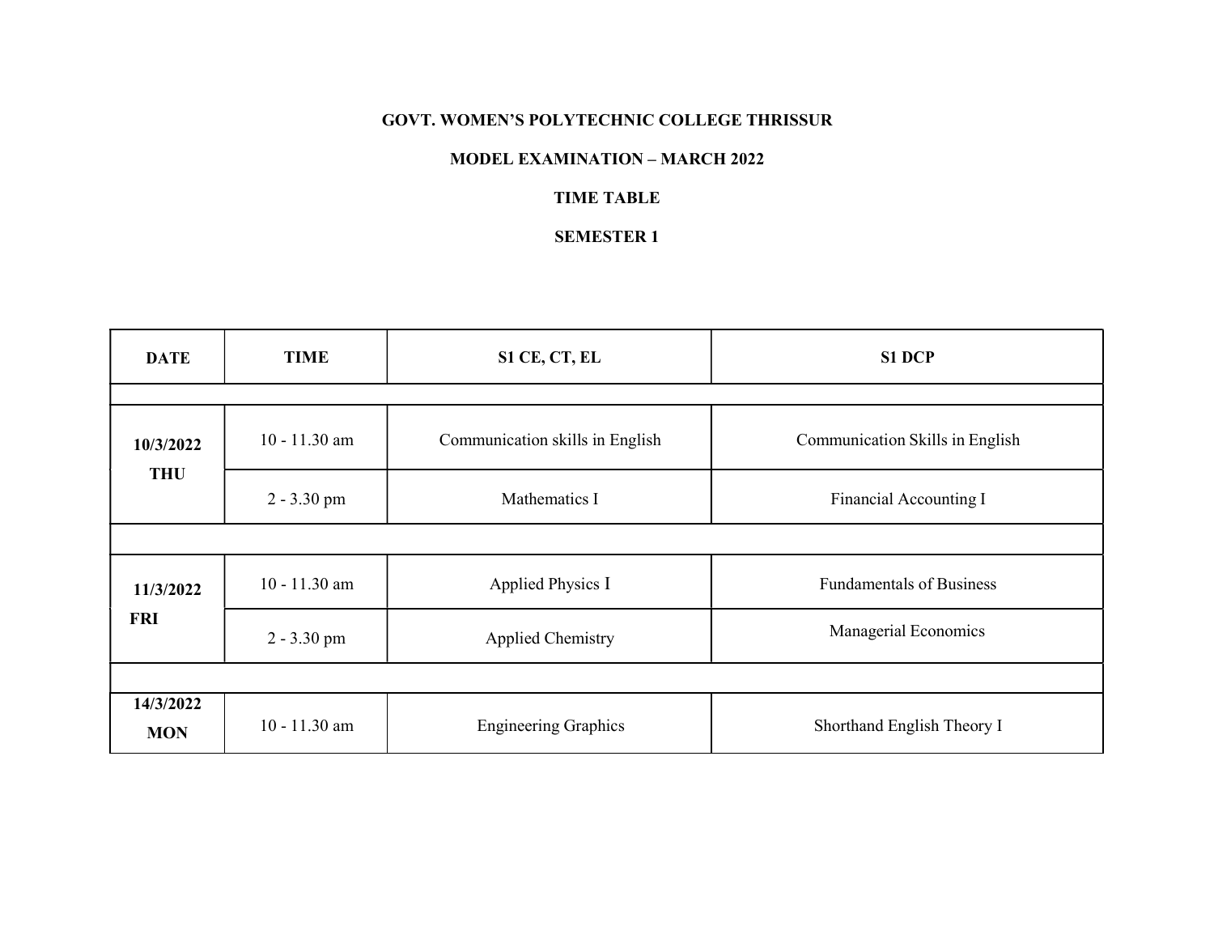**GOVT. WOMEN'S POLYTECHNIC COLLEGE THRISSUR**

**MODEL EXAMINATION – MARCH 2022**

**TIME TABLE**

**SEMESTER 1**

| DATE | TIME | S1 CE, CT, EL | S1 DCP |
|---|---|---|---|
| **10/3/2022 THU** | 10 - 11.30 am | Communication skills in English | Communication Skills in English |
| | 2 - 3.30 pm | Mathematics I | Financial Accounting I |
| **11/3/2022 FRI** | 10 - 11.30 am | Applied Physics I | Fundamentals of Business |
| | 2 - 3.30 pm | Applied Chemistry | Managerial Economics |
| **14/3/2022 MON** | 10 - 11.30 am | Engineering Graphics | Shorthand English Theory I |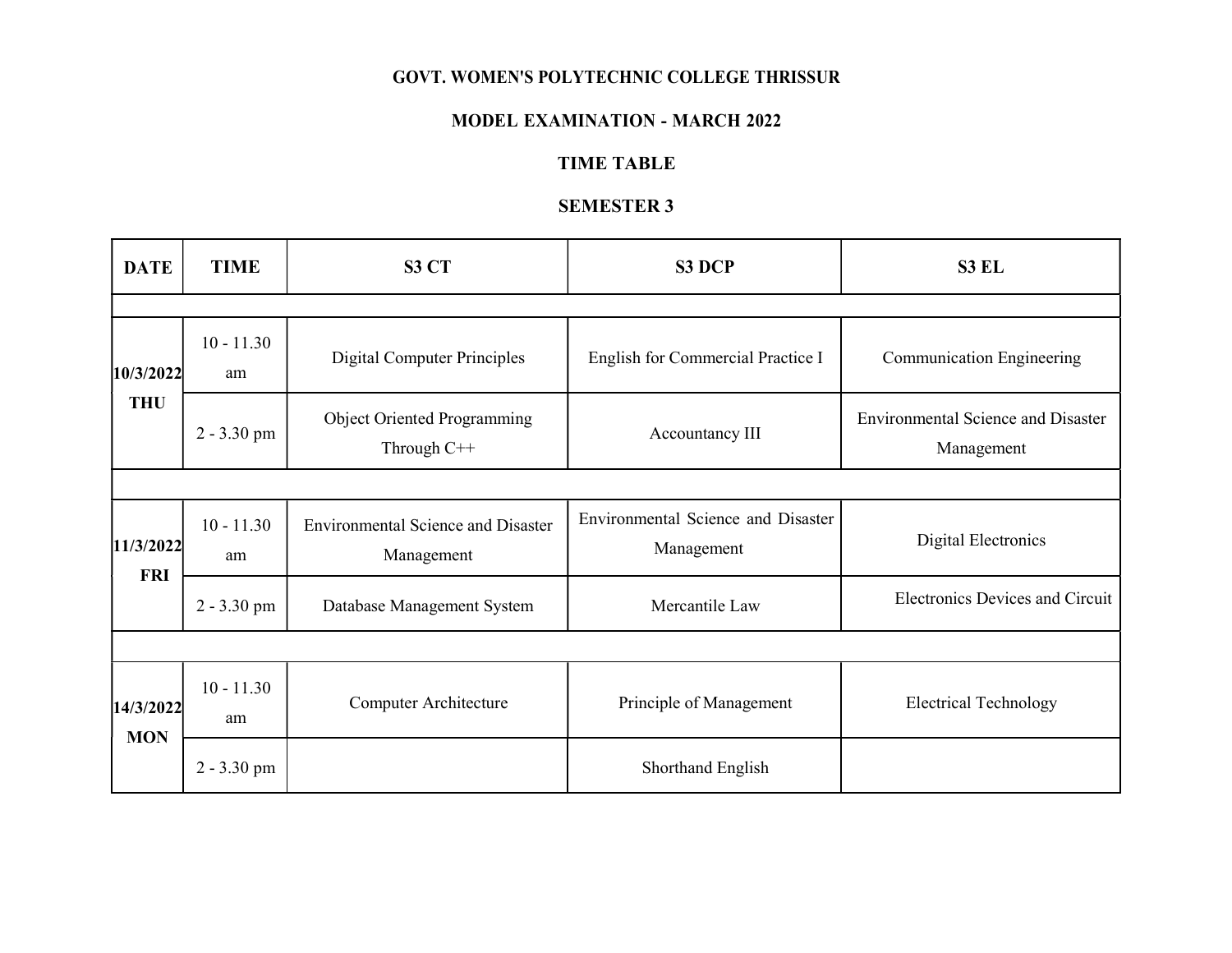**GOVT. WOMEN'S POLYTECHNIC COLLEGE THRISSUR**

**MODEL EXAMINATION - MARCH 2022**

**TIME TABLE**

**SEMESTER 3**

| DATE | TIME | S3 CT | S3 DCP | S3 EL |
|---|---|---|---|---|
| 10/3/2022 THU | 10 - 11.30 am | Digital Computer Principles | English for Commercial Practice I | Communication Engineering |
| | 2 - 3.30 pm | Object Oriented Programming Through C++ | Accountancy III | Environmental Science and Disaster Management |
| 11/3/2022 FRI | 10 - 11.30 am | Environmental Science and Disaster Management | Environmental Science and Disaster Management | Digital Electronics |
| | 2 - 3.30 pm | Database Management System | Mercantile Law | Electronics Devices and Circuit |
| 14/3/2022 MON | 10 - 11.30 am | Computer Architecture | Principle of Management | Electrical Technology |
| | 2 - 3.30 pm | | Shorthand English | |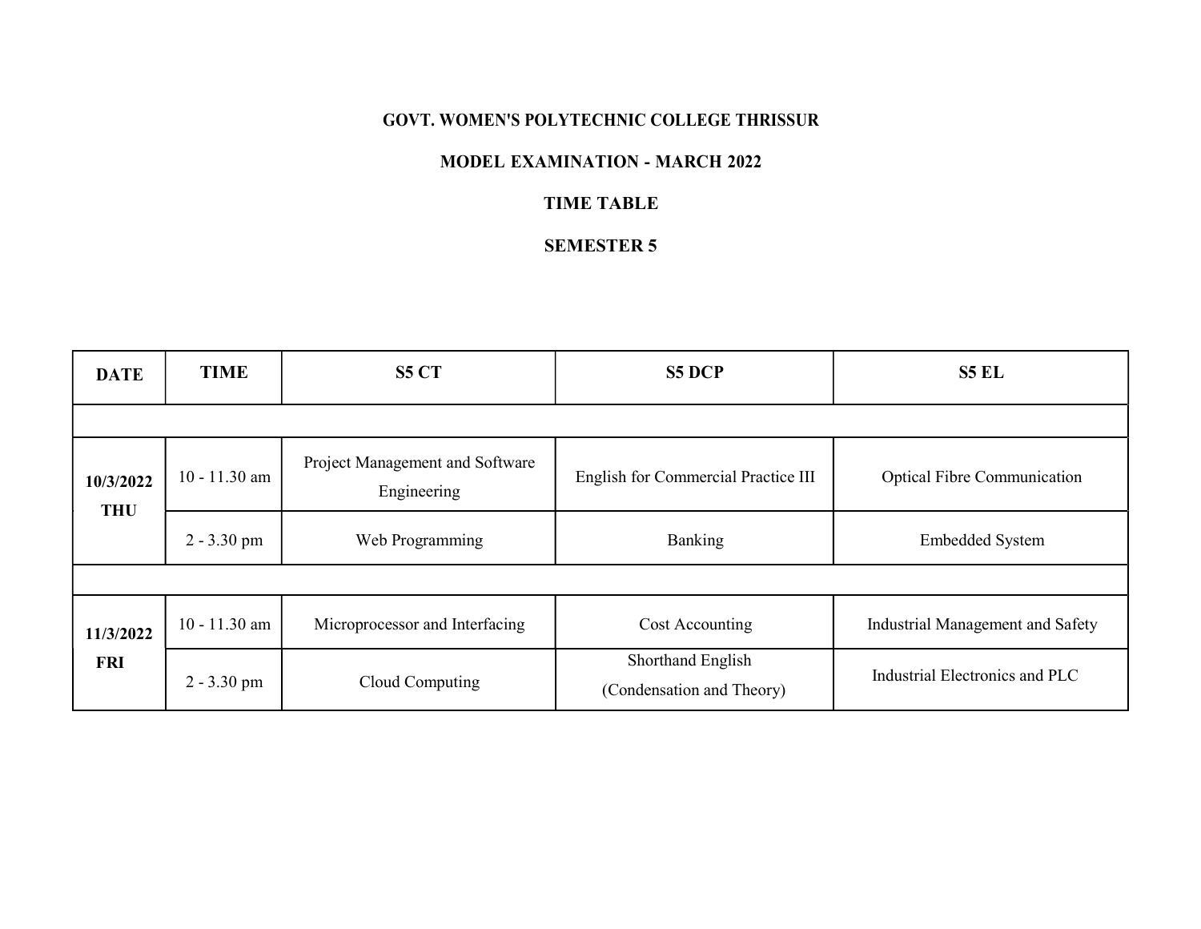**GOVT. WOMEN'S POLYTECHNIC COLLEGE THRISSUR**

**MODEL EXAMINATION - MARCH 2022**

**TIME TABLE**

**SEMESTER 5**

| DATE | TIME | S5 CT | S5 DCP | S5 EL |
|---|---|---|---|---|
| | | | | |
| **10/3/2022 THU** | 10 - 11.30 am | Project Management and Software Engineering | English for Commercial Practice III | Optical Fibre Communication |
| | 2 - 3.30 pm | Web Programming | Banking | Embedded System |
| | | | | |
| **11/3/2022 FRI** | 10 - 11.30 am | Microprocessor and Interfacing | Cost Accounting | Industrial Management and Safety |
| | 2 - 3.30 pm | Cloud Computing | Shorthand English (Condensation and Theory) | Industrial Electronics and PLC |